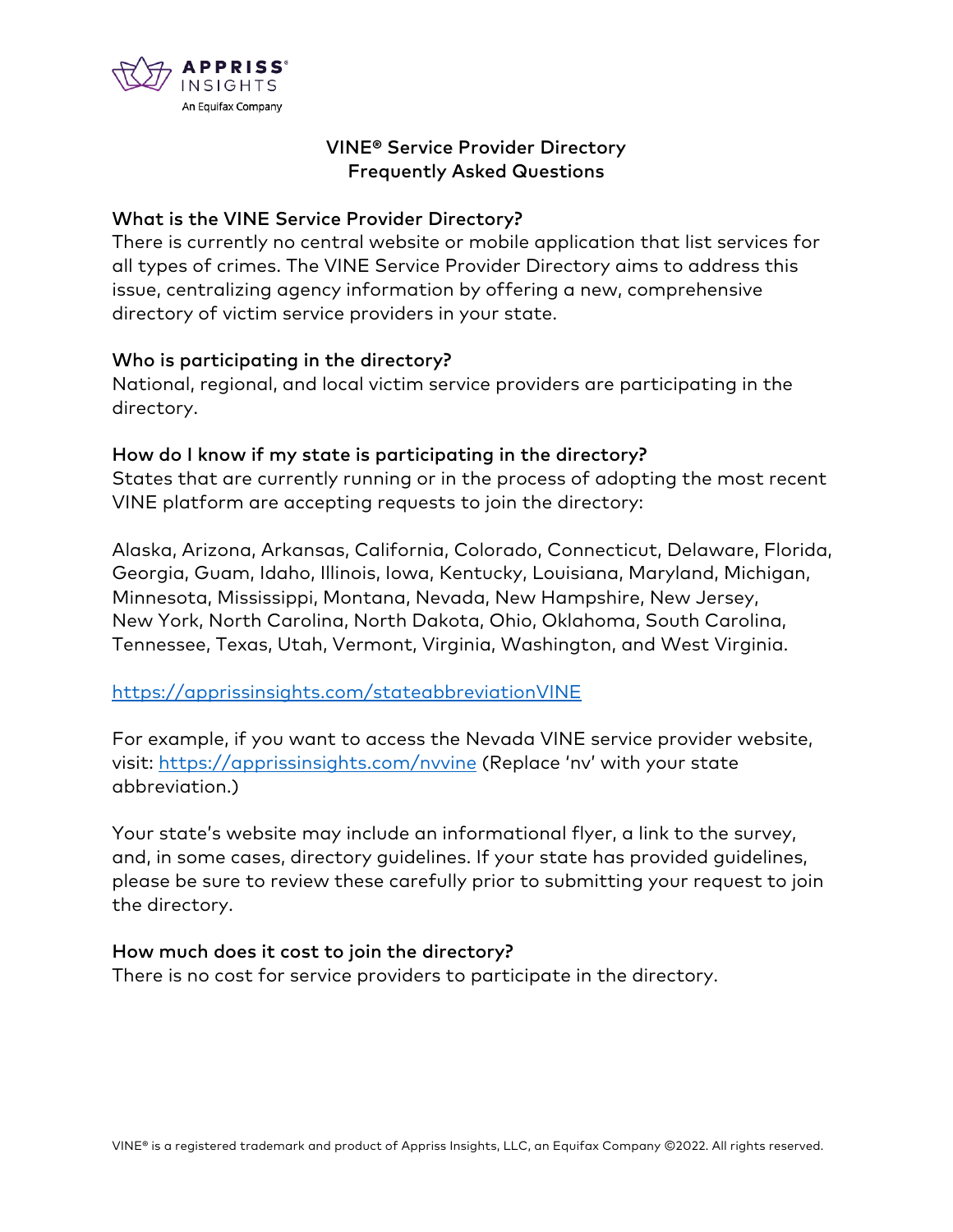APPRISS® INSIGHTS
An Equifax Company

# VINE® Service Provider Directory
# Frequently Asked Questions

**What is the VINE Service Provider Directory?**

There is currently no central website or mobile application that list services for all types of crimes. The VINE Service Provider Directory aims to address this issue, centralizing agency information by offering a new, comprehensive directory of victim service providers in your state.

**Who is participating in the directory?**

National, regional, and local victim service providers are participating in the directory.

**How do I know if my state is participating in the directory?**

States that are currently running or in the process of adopting the most recent VINE platform are accepting requests to join the directory:

Alaska, Arizona, Arkansas, California, Colorado, Connecticut, Delaware, Florida, Georgia, Guam, Idaho, Illinois, Iowa, Kentucky, Louisiana, Maryland, Michigan, Minnesota, Mississippi, Montana, Nevada, New Hampshire, New Jersey, New York, North Carolina, North Dakota, Ohio, Oklahoma, South Carolina, Tennessee, Texas, Utah, Vermont, Virginia, Washington, and West Virginia.

https://apprissinsights.com/stateabbreviationVINE

For example, if you want to access the Nevada VINE service provider website, visit: https://apprissinsights.com/nvvine (Replace 'nv' with your state abbreviation.)

Your state's website may include an informational flyer, a link to the survey, and, in some cases, directory guidelines. If your state has provided guidelines, please be sure to review these carefully prior to submitting your request to join the directory.

**How much does it cost to join the directory?**

There is no cost for service providers to participate in the directory.

VINE® is a registered trademark and product of Appriss Insights, LLC, an Equifax Company ©2022. All rights reserved.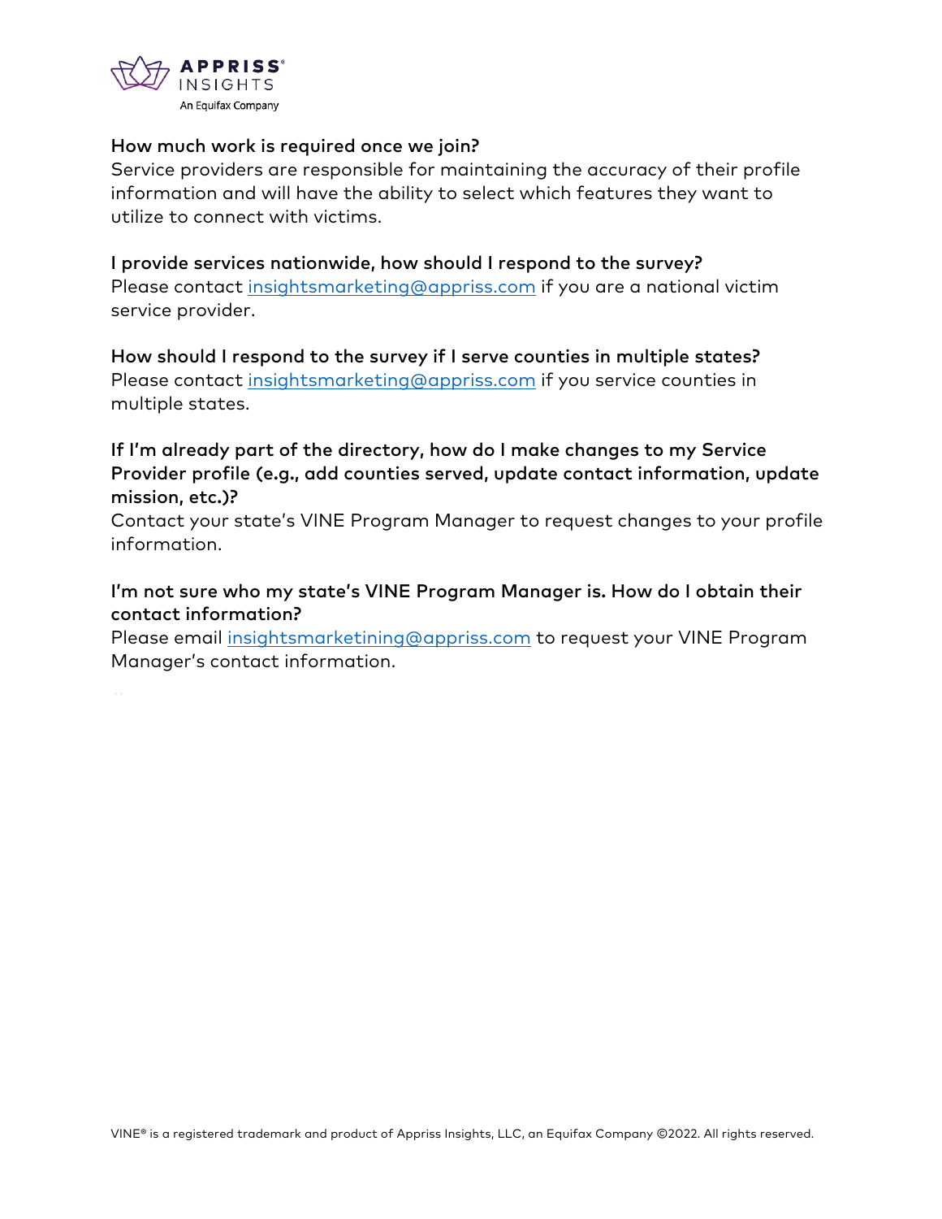**How much work is required once we join?**

Service providers are responsible for maintaining the accuracy of their profile information and will have the ability to select which features they want to utilize to connect with victims.

**I provide services nationwide, how should I respond to the survey?**

Please contact insightsmarketing@appriss.com if you are a national victim service provider.

**How should I respond to the survey if I serve counties in multiple states?**

Please contact insightsmarketing@appriss.com if you service counties in multiple states.

**If I'm already part of the directory, how do I make changes to my Service Provider profile (e.g., add counties served, update contact information, update mission, etc.)?**

Contact your state's VINE Program Manager to request changes to your profile information.

**I'm not sure who my state's VINE Program Manager is. How do I obtain their contact information?**

Please email insightsmarketining@appriss.com to request your VINE Program Manager's contact information.

VINE® is a registered trademark and product of Appriss Insights, LLC, an Equifax Company ©2022. All rights reserved.